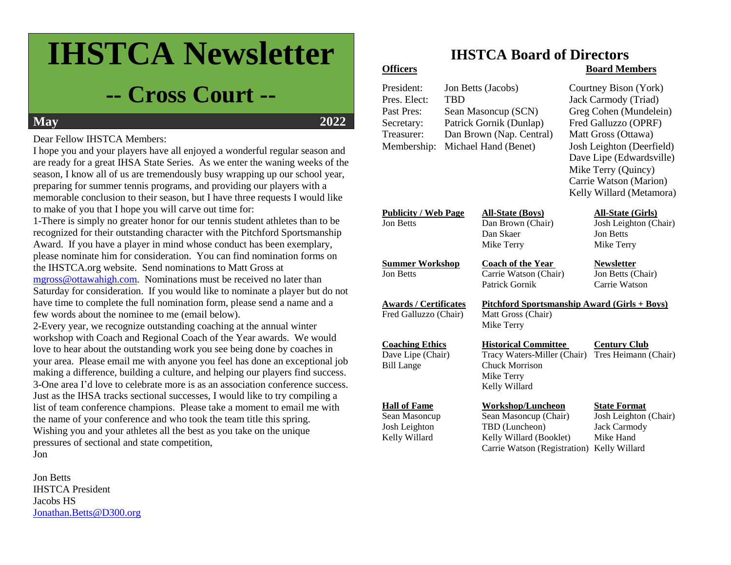# IHSTCA Newsletter

## -- Cross Court --

**May** **2022**

Dear Fellow IHSTCA Members:

I hope you and your players have all enjoyed a wonderful regular season and are ready for a great IHSA State Series. As we enter the waning weeks of the season, I know all of us are tremendously busy wrapping up our school year, preparing for summer tennis programs, and providing our players with a memorable conclusion to their season, but I have three requests I would like to make of you that I hope you will carve out time for:

1-There is simply no greater honor for our tennis student athletes than to be recognized for their outstanding character with the Pitchford Sportsmanship Award. If you have a player in mind whose conduct has been exemplary, please nominate him for consideration. You can find nomination forms on the IHSTCA.org website. Send nominations to Matt Gross at mgross@ottawahigh.com. Nominations must be received no later than Saturday for consideration. If you would like to nominate a player but do not have time to complete the full nomination form, please send a name and a few words about the nominee to me (email below).

2-Every year, we recognize outstanding coaching at the annual winter workshop with Coach and Regional Coach of the Year awards. We would love to hear about the outstanding work you see being done by coaches in your area. Please email me with anyone you feel has done an exceptional job making a difference, building a culture, and helping our players find success.

3-One area I'd love to celebrate more is as an association conference success. Just as the IHSA tracks sectional successes, I would like to try compiling a list of team conference champions. Please take a moment to email me with the name of your conference and who took the team title this spring.

Wishing you and your athletes all the best as you take on the unique pressures of sectional and state competition,

Jon

Jon Betts
IHSTCA President
Jacobs HS
Jonathan.Betts@D300.org

# IHSTCA Board of Directors

**Officers**

President: Jon Betts (Jacobs)
Pres. Elect: TBD
Past Pres: Sean Masoncup (SCN)
Secretary: Patrick Gornik (Dunlap)
Treasurer: Dan Brown (Nap. Central)
Membership: Michael Hand (Benet)

**Board Members**

Courtney Bison (York)
Jack Carmody (Triad)
Greg Cohen (Mundelein)
Fred Galluzzo (OPRF)
Matt Gross (Ottawa)
Josh Leighton (Deerfield)
Dave Lipe (Edwardsville)
Mike Terry (Quincy)
Carrie Watson (Marion)
Kelly Willard (Metamora)

**Publicity / Web Page**
Jon Betts

**All-State (Boys)**
Dan Brown (Chair)
Dan Skaer
Mike Terry

**All-State (Girls)**
Josh Leighton (Chair)
Jon Betts
Mike Terry

**Summer Workshop**
Jon Betts

**Coach of the Year**
Carrie Watson (Chair)
Patrick Gornik

**Newsletter**
Jon Betts (Chair)
Carrie Watson

**Awards / Certificates**
Fred Galluzzo (Chair)

**Pitchford Sportsmanship Award (Girls + Boys)**
Matt Gross (Chair)
Mike Terry

**Coaching Ethics**
Dave Lipe (Chair)
Bill Lange

**Historical Committee**
Tracy Waters-Miller (Chair)
Chuck Morrison
Mike Terry
Kelly Willard

**Century Club**
Tres Heimann (Chair)

**Hall of Fame**
Sean Masoncup
Josh Leighton
Kelly Willard

**Workshop/Luncheon**
Sean Masoncup (Chair)
TBD (Luncheon)
Kelly Willard (Booklet)
Carrie Watson (Registration)

**State Format**
Josh Leighton (Chair)
Jack Carmody
Mike Hand
Kelly Willard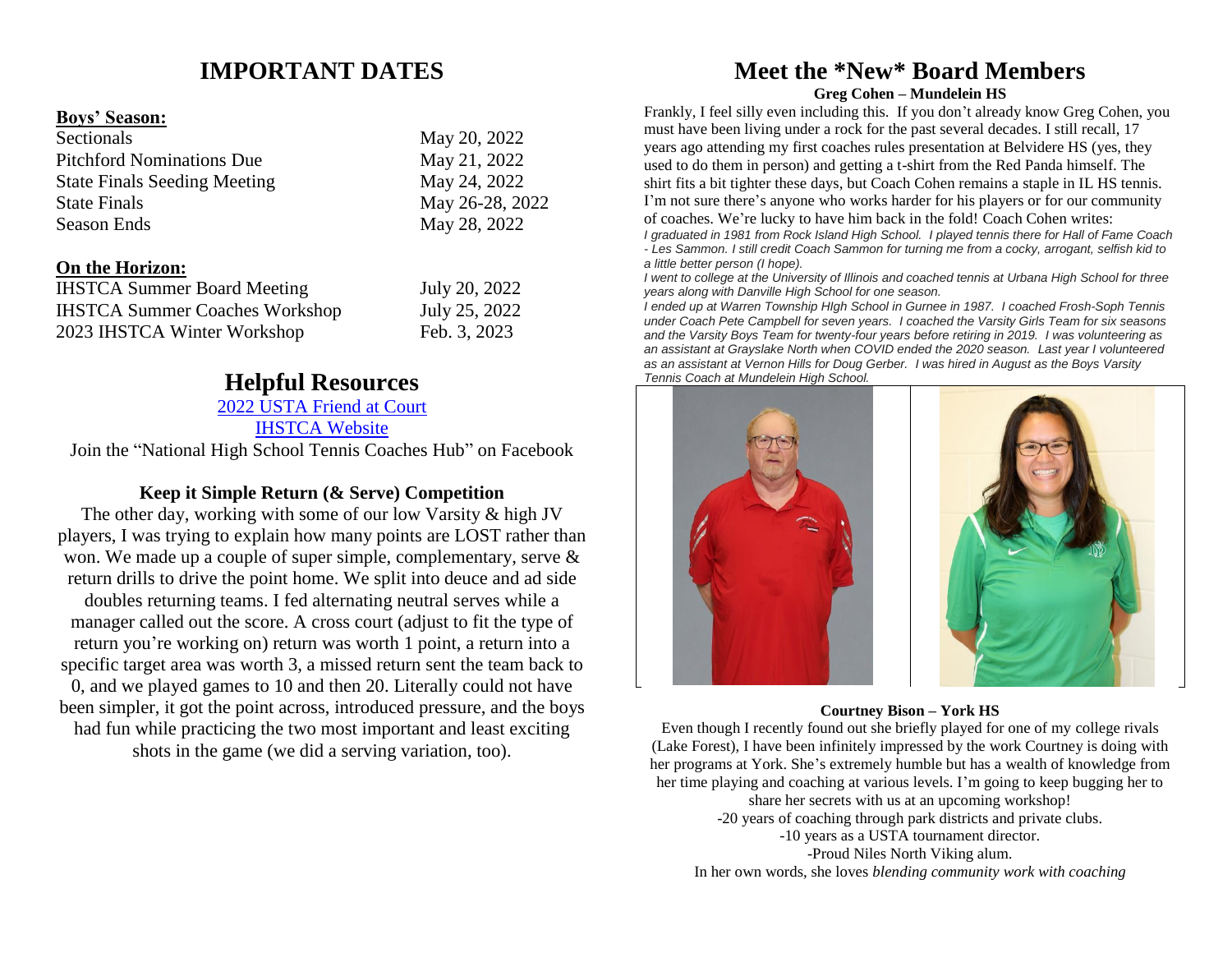# IMPORTANT DATES

**Boys' Season:**

| | |
|---|---|
| Sectionals | May 20, 2022 |
| Pitchford Nominations Due | May 21, 2022 |
| State Finals Seeding Meeting | May 24, 2022 |
| State Finals | May 26-28, 2022 |
| Season Ends | May 28, 2022 |

**On the Horizon:**

| | |
|---|---|
| IHSTCA Summer Board Meeting | July 20, 2022 |
| IHSTCA Summer Coaches Workshop | July 25, 2022 |
| 2023 IHSTCA Winter Workshop | Feb. 3, 2023 |

# Helpful Resources

2022 USTA Friend at Court

IHSTCA Website

Join the "National High School Tennis Coaches Hub" on Facebook

### Keep it Simple Return (& Serve) Competition

The other day, working with some of our low Varsity & high JV players, I was trying to explain how many points are LOST rather than won. We made up a couple of super simple, complementary, serve & return drills to drive the point home. We split into deuce and ad side doubles returning teams. I fed alternating neutral serves while a manager called out the score. A cross court (adjust to fit the type of return you're working on) return was worth 1 point, a return into a specific target area was worth 3, a missed return sent the team back to 0, and we played games to 10 and then 20. Literally could not have been simpler, it got the point across, introduced pressure, and the boys had fun while practicing the two most important and least exciting shots in the game (we did a serving variation, too).

# Meet the *New* Board Members

**Greg Cohen – Mundelein HS**

Frankly, I feel silly even including this. If you don't already know Greg Cohen, you must have been living under a rock for the past several decades. I still recall, 17 years ago attending my first coaches rules presentation at Belvidere HS (yes, they used to do them in person) and getting a t-shirt from the Red Panda himself. The shirt fits a bit tighter these days, but Coach Cohen remains a staple in IL HS tennis. I'm not sure there's anyone who works harder for his players or for our community of coaches. We're lucky to have him back in the fold! Coach Cohen writes:

*I graduated in 1981 from Rock Island High School. I played tennis there for Hall of Fame Coach - Les Sammon. I still credit Coach Sammon for turning me from a cocky, arrogant, selfish kid to a little better person (I hope).*

*I went to college at the University of Illinois and coached tennis at Urbana High School for three years along with Danville High School for one season.*

*I ended up at Warren Township HIgh School in Gurnee in 1987. I coached Frosh-Soph Tennis under Coach Pete Campbell for seven years. I coached the Varsity Girls Team for six seasons and the Varsity Boys Team for twenty-four years before retiring in 2019. I was volunteering as an assistant at Grayslake North when COVID ended the 2020 season. Last year I volunteered as an assistant at Vernon Hills for Doug Gerber. I was hired in August as the Boys Varsity Tennis Coach at Mundelein High School.*

**Courtney Bison – York HS**

Even though I recently found out she briefly played for one of my college rivals (Lake Forest), I have been infinitely impressed by the work Courtney is doing with her programs at York. She's extremely humble but has a wealth of knowledge from her time playing and coaching at various levels. I'm going to keep bugging her to share her secrets with us at an upcoming workshop!

-20 years of coaching through park districts and private clubs.

-10 years as a USTA tournament director.

-Proud Niles North Viking alum.

In her own words, she loves *blending community work with coaching*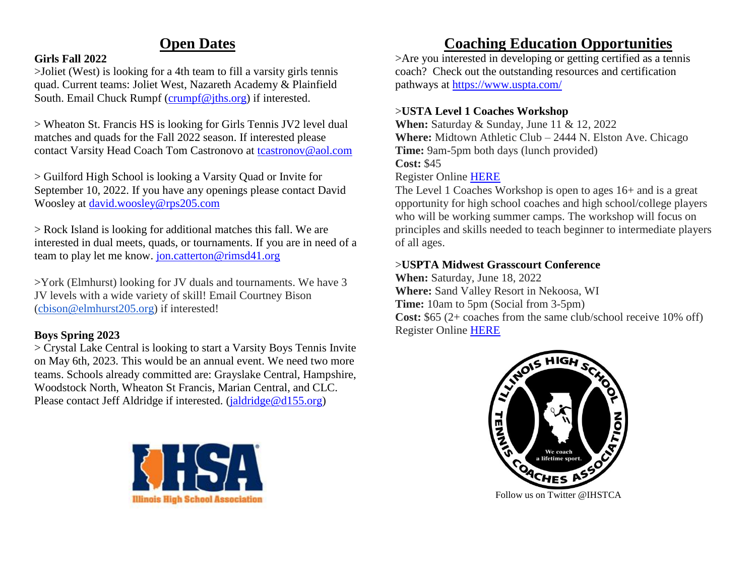# Open Dates

**Girls Fall 2022**

>Joliet (West) is looking for a 4th team to fill a varsity girls tennis quad. Current teams: Joliet West, Nazareth Academy & Plainfield South. Email Chuck Rumpf (crumpf@jths.org) if interested.

> Wheaton St. Francis HS is looking for Girls Tennis JV2 level dual matches and quads for the Fall 2022 season. If interested please contact Varsity Head Coach Tom Castronovo at tcastronov@aol.com

> Guilford High School is looking a Varsity Quad or Invite for September 10, 2022. If you have any openings please contact David Woosley at david.woosley@rps205.com

> Rock Island is looking for additional matches this fall. We are interested in dual meets, quads, or tournaments. If you are in need of a team to play let me know. jon.catterton@rimsd41.org

>York (Elmhurst) looking for JV duals and tournaments. We have 3 JV levels with a wide variety of skill! Email Courtney Bison (cbison@elmhurst205.org) if interested!

**Boys Spring 2023**

> Crystal Lake Central is looking to start a Varsity Boys Tennis Invite on May 6th, 2023. This would be an annual event. We need two more teams. Schools already committed are: Grayslake Central, Hampshire, Woodstock North, Wheaton St Francis, Marian Central, and CLC. Please contact Jeff Aldridge if interested. (jaldridge@d155.org)

# Coaching Education Opportunities

>Are you interested in developing or getting certified as a tennis coach? Check out the outstanding resources and certification pathways at https://www.uspta.com/

**>USTA Level 1 Coaches Workshop**

**When:** Saturday & Sunday, June 11 & 12, 2022
**Where:** Midtown Athletic Club – 2444 N. Elston Ave. Chicago
**Time:** 9am-5pm both days (lunch provided)
**Cost:** $45
Register Online HERE

The Level 1 Coaches Workshop is open to ages 16+ and is a great opportunity for high school coaches and high school/college players who will be working summer camps. The workshop will focus on principles and skills needed to teach beginner to intermediate players of all ages.

**>USPTA Midwest Grasscourt Conference**

**When:** Saturday, June 18, 2022
**Where:** Sand Valley Resort in Nekoosa, WI
**Time:** 10am to 5pm (Social from 3-5pm)
**Cost:** $65 (2+ coaches from the same club/school receive 10% off)
Register Online HERE

Follow us on Twitter @IHSTCA